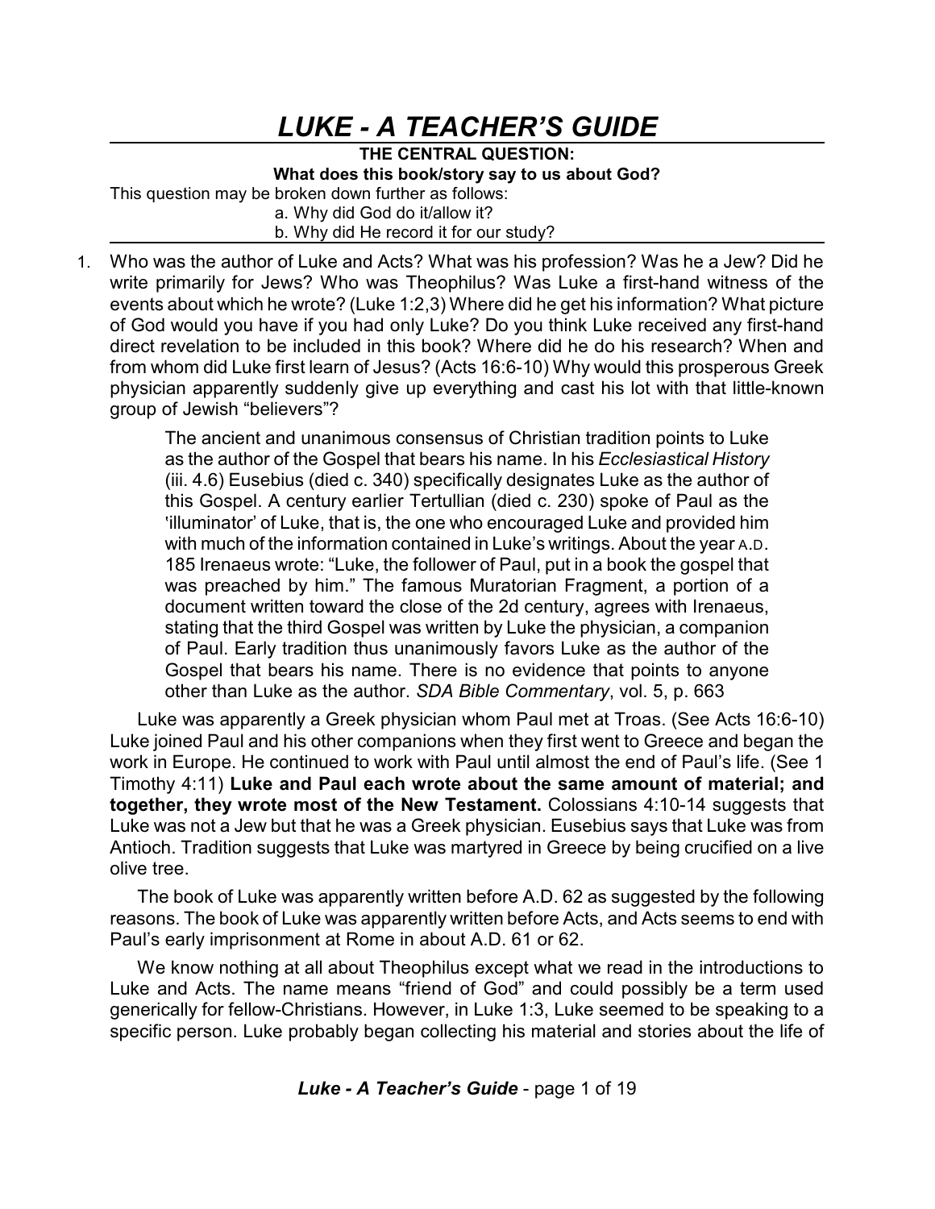# *LUKE - A TEACHER'S GUIDE*

**THE CENTRAL QUESTION:**
**What does this book/story say to us about God?**

This question may be broken down further as follows:

a. Why did God do it/allow it?
b. Why did He record it for our study?

1. Who was the author of Luke and Acts? What was his profession? Was he a Jew? Did he write primarily for Jews? Who was Theophilus? Was Luke a first-hand witness of the events about which he wrote? (Luke 1:2,3) Where did he get his information? What picture of God would you have if you had only Luke? Do you think Luke received any first-hand direct revelation to be included in this book? Where did he do his research? When and from whom did Luke first learn of Jesus? (Acts 16:6-10) Why would this prosperous Greek physician apparently suddenly give up everything and cast his lot with that little-known group of Jewish "believers"?

> The ancient and unanimous consensus of Christian tradition points to Luke as the author of the Gospel that bears his name. In his *Ecclesiastical History* (iii. 4.6) Eusebius (died c. 340) specifically designates Luke as the author of this Gospel. A century earlier Tertullian (died c. 230) spoke of Paul as the 'illuminator' of Luke, that is, the one who encouraged Luke and provided him with much of the information contained in Luke's writings. About the year A.D. 185 Irenaeus wrote: "Luke, the follower of Paul, put in a book the gospel that was preached by him." The famous Muratorian Fragment, a portion of a document written toward the close of the 2d century, agrees with Irenaeus, stating that the third Gospel was written by Luke the physician, a companion of Paul. Early tradition thus unanimously favors Luke as the author of the Gospel that bears his name. There is no evidence that points to anyone other than Luke as the author. *SDA Bible Commentary*, vol. 5, p. 663

Luke was apparently a Greek physician whom Paul met at Troas. (See Acts 16:6-10) Luke joined Paul and his other companions when they first went to Greece and began the work in Europe. He continued to work with Paul until almost the end of Paul's life. (See 1 Timothy 4:11) **Luke and Paul each wrote about the same amount of material; and together, they wrote most of the New Testament.** Colossians 4:10-14 suggests that Luke was not a Jew but that he was a Greek physician. Eusebius says that Luke was from Antioch. Tradition suggests that Luke was martyred in Greece by being crucified on a live olive tree.

The book of Luke was apparently written before A.D. 62 as suggested by the following reasons. The book of Luke was apparently written before Acts, and Acts seems to end with Paul's early imprisonment at Rome in about A.D. 61 or 62.

We know nothing at all about Theophilus except what we read in the introductions to Luke and Acts. The name means "friend of God" and could possibly be a term used generically for fellow-Christians. However, in Luke 1:3, Luke seemed to be speaking to a specific person. Luke probably began collecting his material and stories about the life of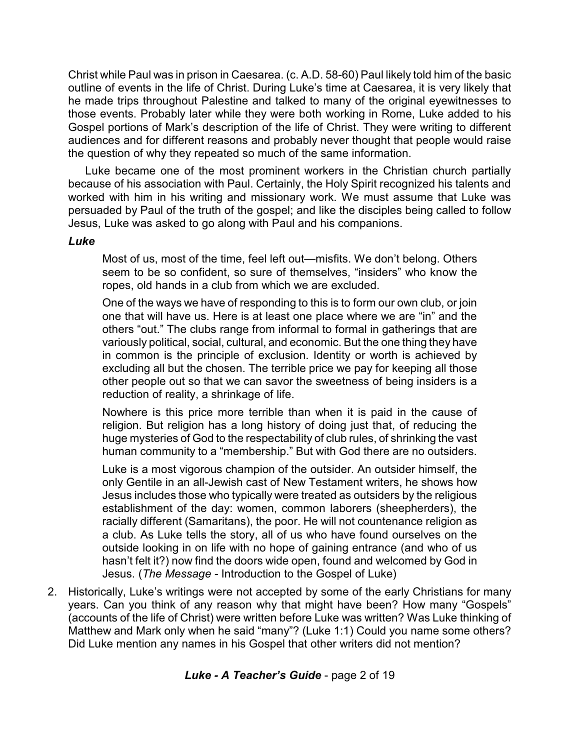Christ while Paul was in prison in Caesarea. (c. A.D. 58-60) Paul likely told him of the basic outline of events in the life of Christ. During Luke's time at Caesarea, it is very likely that he made trips throughout Palestine and talked to many of the original eyewitnesses to those events. Probably later while they were both working in Rome, Luke added to his Gospel portions of Mark's description of the life of Christ. They were writing to different audiences and for different reasons and probably never thought that people would raise the question of why they repeated so much of the same information.

Luke became one of the most prominent workers in the Christian church partially because of his association with Paul. Certainly, the Holy Spirit recognized his talents and worked with him in his writing and missionary work. We must assume that Luke was persuaded by Paul of the truth of the gospel; and like the disciples being called to follow Jesus, Luke was asked to go along with Paul and his companions.

***Luke***

> Most of us, most of the time, feel left out—misfits. We don't belong. Others seem to be so confident, so sure of themselves, "insiders" who know the ropes, old hands in a club from which we are excluded.
>
> One of the ways we have of responding to this is to form our own club, or join one that will have us. Here is at least one place where we are "in" and the others "out." The clubs range from informal to formal in gatherings that are variously political, social, cultural, and economic. But the one thing they have in common is the principle of exclusion. Identity or worth is achieved by excluding all but the chosen. The terrible price we pay for keeping all those other people out so that we can savor the sweetness of being insiders is a reduction of reality, a shrinkage of life.
>
> Nowhere is this price more terrible than when it is paid in the cause of religion. But religion has a long history of doing just that, of reducing the huge mysteries of God to the respectability of club rules, of shrinking the vast human community to a "membership." But with God there are no outsiders.
>
> Luke is a most vigorous champion of the outsider. An outsider himself, the only Gentile in an all-Jewish cast of New Testament writers, he shows how Jesus includes those who typically were treated as outsiders by the religious establishment of the day: women, common laborers (sheepherders), the racially different (Samaritans), the poor. He will not countenance religion as a club. As Luke tells the story, all of us who have found ourselves on the outside looking in on life with no hope of gaining entrance (and who of us hasn't felt it?) now find the doors wide open, found and welcomed by God in Jesus. (*The Message* - Introduction to the Gospel of Luke)

2. Historically, Luke's writings were not accepted by some of the early Christians for many years. Can you think of any reason why that might have been? How many "Gospels" (accounts of the life of Christ) were written before Luke was written? Was Luke thinking of Matthew and Mark only when he said "many"? (Luke 1:1) Could you name some others? Did Luke mention any names in his Gospel that other writers did not mention?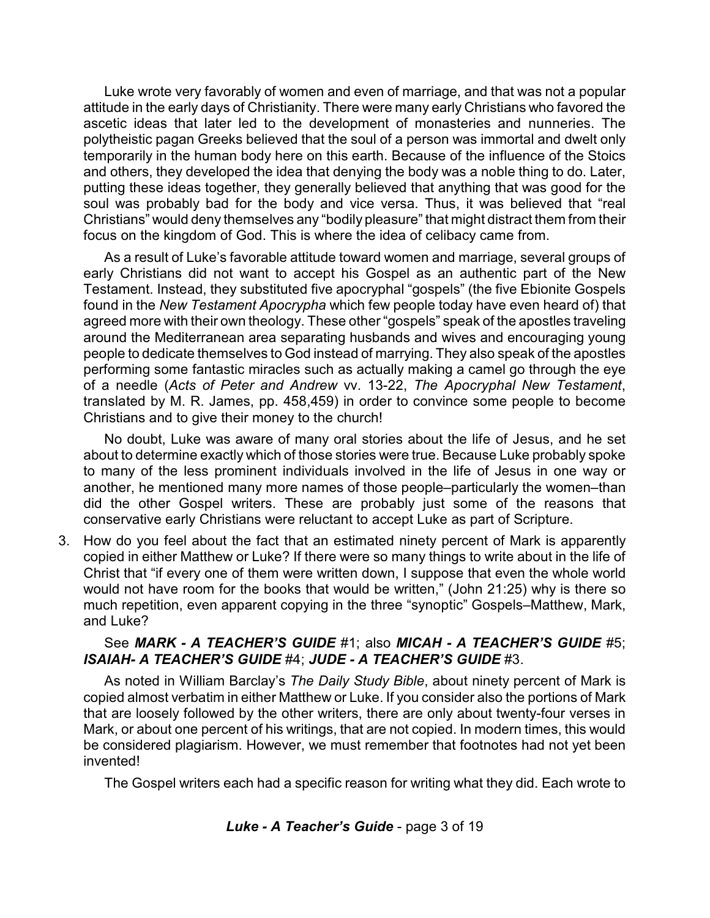Luke wrote very favorably of women and even of marriage, and that was not a popular attitude in the early days of Christianity. There were many early Christians who favored the ascetic ideas that later led to the development of monasteries and nunneries. The polytheistic pagan Greeks believed that the soul of a person was immortal and dwelt only temporarily in the human body here on this earth. Because of the influence of the Stoics and others, they developed the idea that denying the body was a noble thing to do. Later, putting these ideas together, they generally believed that anything that was good for the soul was probably bad for the body and vice versa. Thus, it was believed that "real Christians" would deny themselves any "bodily pleasure" that might distract them from their focus on the kingdom of God. This is where the idea of celibacy came from.

As a result of Luke's favorable attitude toward women and marriage, several groups of early Christians did not want to accept his Gospel as an authentic part of the New Testament. Instead, they substituted five apocryphal "gospels" (the five Ebionite Gospels found in the *New Testament Apocrypha* which few people today have even heard of) that agreed more with their own theology. These other "gospels" speak of the apostles traveling around the Mediterranean area separating husbands and wives and encouraging young people to dedicate themselves to God instead of marrying. They also speak of the apostles performing some fantastic miracles such as actually making a camel go through the eye of a needle (*Acts of Peter and Andrew* vv. 13-22, *The Apocryphal New Testament*, translated by M. R. James, pp. 458,459) in order to convince some people to become Christians and to give their money to the church!

No doubt, Luke was aware of many oral stories about the life of Jesus, and he set about to determine exactly which of those stories were true. Because Luke probably spoke to many of the less prominent individuals involved in the life of Jesus in one way or another, he mentioned many more names of those people–particularly the women–than did the other Gospel writers. These are probably just some of the reasons that conservative early Christians were reluctant to accept Luke as part of Scripture.

3. How do you feel about the fact that an estimated ninety percent of Mark is apparently copied in either Matthew or Luke? If there were so many things to write about in the life of Christ that "if every one of them were written down, I suppose that even the whole world would not have room for the books that would be written," (John 21:25) why is there so much repetition, even apparent copying in the three "synoptic" Gospels–Matthew, Mark, and Luke?

   See ***MARK - A TEACHER'S GUIDE*** #1; also ***MICAH - A TEACHER'S GUIDE*** #5; ***ISAIAH- A TEACHER'S GUIDE*** #4; ***JUDE - A TEACHER'S GUIDE*** #3.

   As noted in William Barclay's *The Daily Study Bible*, about ninety percent of Mark is copied almost verbatim in either Matthew or Luke. If you consider also the portions of Mark that are loosely followed by the other writers, there are only about twenty-four verses in Mark, or about one percent of his writings, that are not copied. In modern times, this would be considered plagiarism. However, we must remember that footnotes had not yet been invented!

   The Gospel writers each had a specific reason for writing what they did. Each wrote to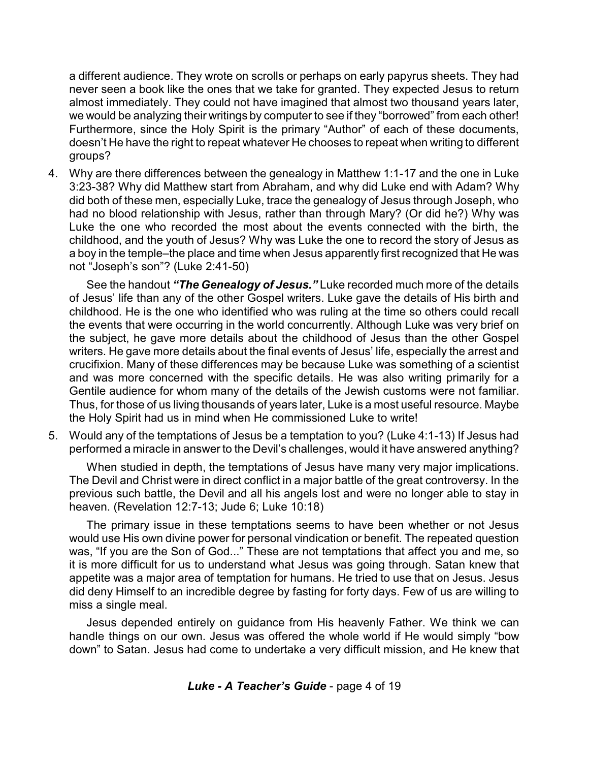a different audience. They wrote on scrolls or perhaps on early papyrus sheets. They had never seen a book like the ones that we take for granted. They expected Jesus to return almost immediately. They could not have imagined that almost two thousand years later, we would be analyzing their writings by computer to see if they "borrowed" from each other! Furthermore, since the Holy Spirit is the primary "Author" of each of these documents, doesn't He have the right to repeat whatever He chooses to repeat when writing to different groups?

4. Why are there differences between the genealogy in Matthew 1:1-17 and the one in Luke 3:23-38? Why did Matthew start from Abraham, and why did Luke end with Adam? Why did both of these men, especially Luke, trace the genealogy of Jesus through Joseph, who had no blood relationship with Jesus, rather than through Mary? (Or did he?) Why was Luke the one who recorded the most about the events connected with the birth, the childhood, and the youth of Jesus? Why was Luke the one to record the story of Jesus as a boy in the temple–the place and time when Jesus apparently first recognized that He was not "Joseph's son"? (Luke 2:41-50)

   See the handout ***"The Genealogy of Jesus."*** Luke recorded much more of the details of Jesus' life than any of the other Gospel writers. Luke gave the details of His birth and childhood. He is the one who identified who was ruling at the time so others could recall the events that were occurring in the world concurrently. Although Luke was very brief on the subject, he gave more details about the childhood of Jesus than the other Gospel writers. He gave more details about the final events of Jesus' life, especially the arrest and crucifixion. Many of these differences may be because Luke was something of a scientist and was more concerned with the specific details. He was also writing primarily for a Gentile audience for whom many of the details of the Jewish customs were not familiar. Thus, for those of us living thousands of years later, Luke is a most useful resource. Maybe the Holy Spirit had us in mind when He commissioned Luke to write!

5. Would any of the temptations of Jesus be a temptation to you? (Luke 4:1-13) If Jesus had performed a miracle in answer to the Devil's challenges, would it have answered anything?

   When studied in depth, the temptations of Jesus have many very major implications. The Devil and Christ were in direct conflict in a major battle of the great controversy. In the previous such battle, the Devil and all his angels lost and were no longer able to stay in heaven. (Revelation 12:7-13; Jude 6; Luke 10:18)

   The primary issue in these temptations seems to have been whether or not Jesus would use His own divine power for personal vindication or benefit. The repeated question was, "If you are the Son of God..." These are not temptations that affect you and me, so it is more difficult for us to understand what Jesus was going through. Satan knew that appetite was a major area of temptation for humans. He tried to use that on Jesus. Jesus did deny Himself to an incredible degree by fasting for forty days. Few of us are willing to miss a single meal.

   Jesus depended entirely on guidance from His heavenly Father. We think we can handle things on our own. Jesus was offered the whole world if He would simply "bow down" to Satan. Jesus had come to undertake a very difficult mission, and He knew that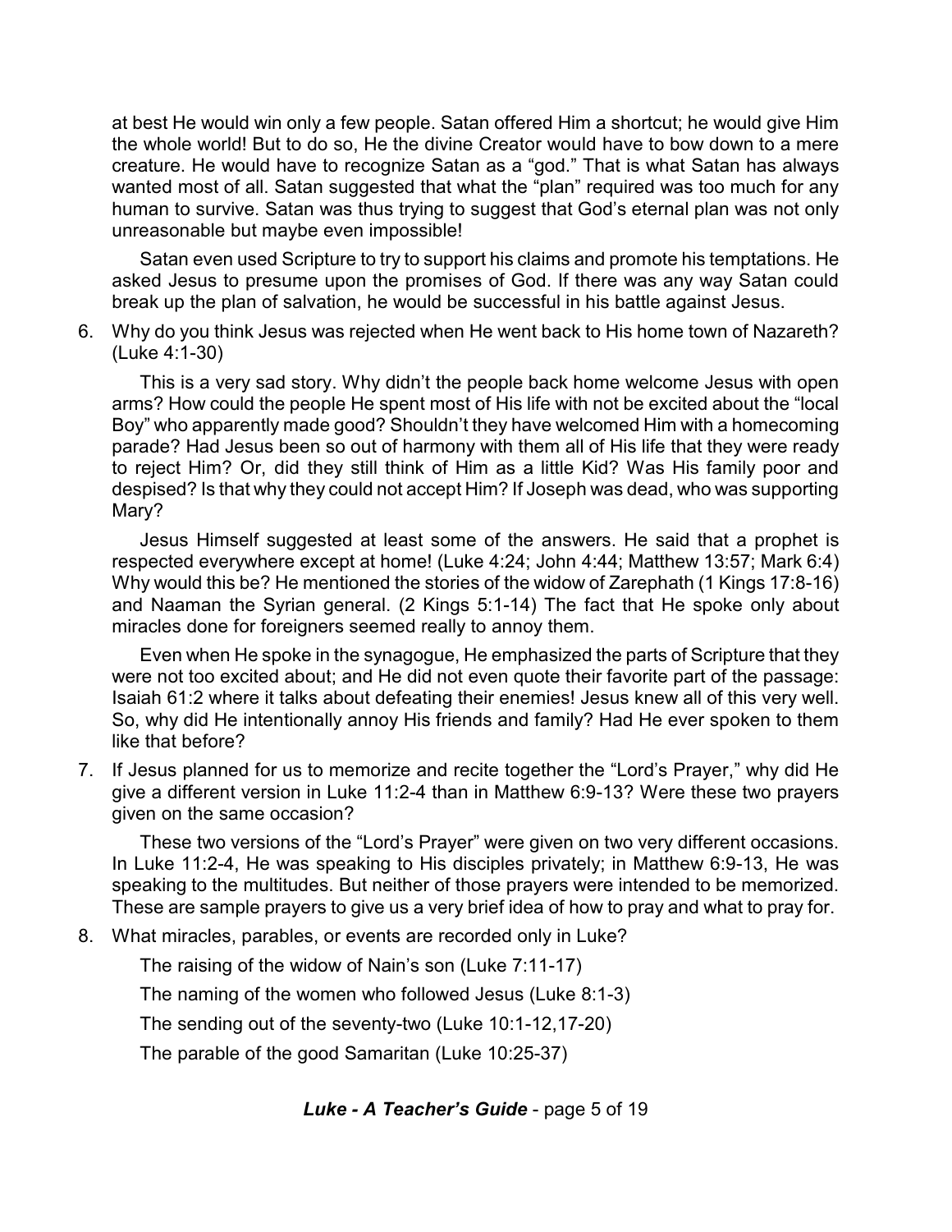at best He would win only a few people. Satan offered Him a shortcut; he would give Him the whole world! But to do so, He the divine Creator would have to bow down to a mere creature. He would have to recognize Satan as a "god." That is what Satan has always wanted most of all. Satan suggested that what the "plan" required was too much for any human to survive. Satan was thus trying to suggest that God's eternal plan was not only unreasonable but maybe even impossible!

Satan even used Scripture to try to support his claims and promote his temptations. He asked Jesus to presume upon the promises of God. If there was any way Satan could break up the plan of salvation, he would be successful in his battle against Jesus.

6. Why do you think Jesus was rejected when He went back to His home town of Nazareth? (Luke 4:1-30)

   This is a very sad story. Why didn't the people back home welcome Jesus with open arms? How could the people He spent most of His life with not be excited about the "local Boy" who apparently made good? Shouldn't they have welcomed Him with a homecoming parade? Had Jesus been so out of harmony with them all of His life that they were ready to reject Him? Or, did they still think of Him as a little Kid? Was His family poor and despised? Is that why they could not accept Him? If Joseph was dead, who was supporting Mary?

   Jesus Himself suggested at least some of the answers. He said that a prophet is respected everywhere except at home! (Luke 4:24; John 4:44; Matthew 13:57; Mark 6:4) Why would this be? He mentioned the stories of the widow of Zarephath (1 Kings 17:8-16) and Naaman the Syrian general. (2 Kings 5:1-14) The fact that He spoke only about miracles done for foreigners seemed really to annoy them.

   Even when He spoke in the synagogue, He emphasized the parts of Scripture that they were not too excited about; and He did not even quote their favorite part of the passage: Isaiah 61:2 where it talks about defeating their enemies! Jesus knew all of this very well. So, why did He intentionally annoy His friends and family? Had He ever spoken to them like that before?

7. If Jesus planned for us to memorize and recite together the "Lord's Prayer," why did He give a different version in Luke 11:2-4 than in Matthew 6:9-13? Were these two prayers given on the same occasion?

   These two versions of the "Lord's Prayer" were given on two very different occasions. In Luke 11:2-4, He was speaking to His disciples privately; in Matthew 6:9-13, He was speaking to the multitudes. But neither of those prayers were intended to be memorized. These are sample prayers to give us a very brief idea of how to pray and what to pray for.

8. What miracles, parables, or events are recorded only in Luke?

   The raising of the widow of Nain's son (Luke 7:11-17)

   The naming of the women who followed Jesus (Luke 8:1-3)

   The sending out of the seventy-two (Luke 10:1-12,17-20)

   The parable of the good Samaritan (Luke 10:25-37)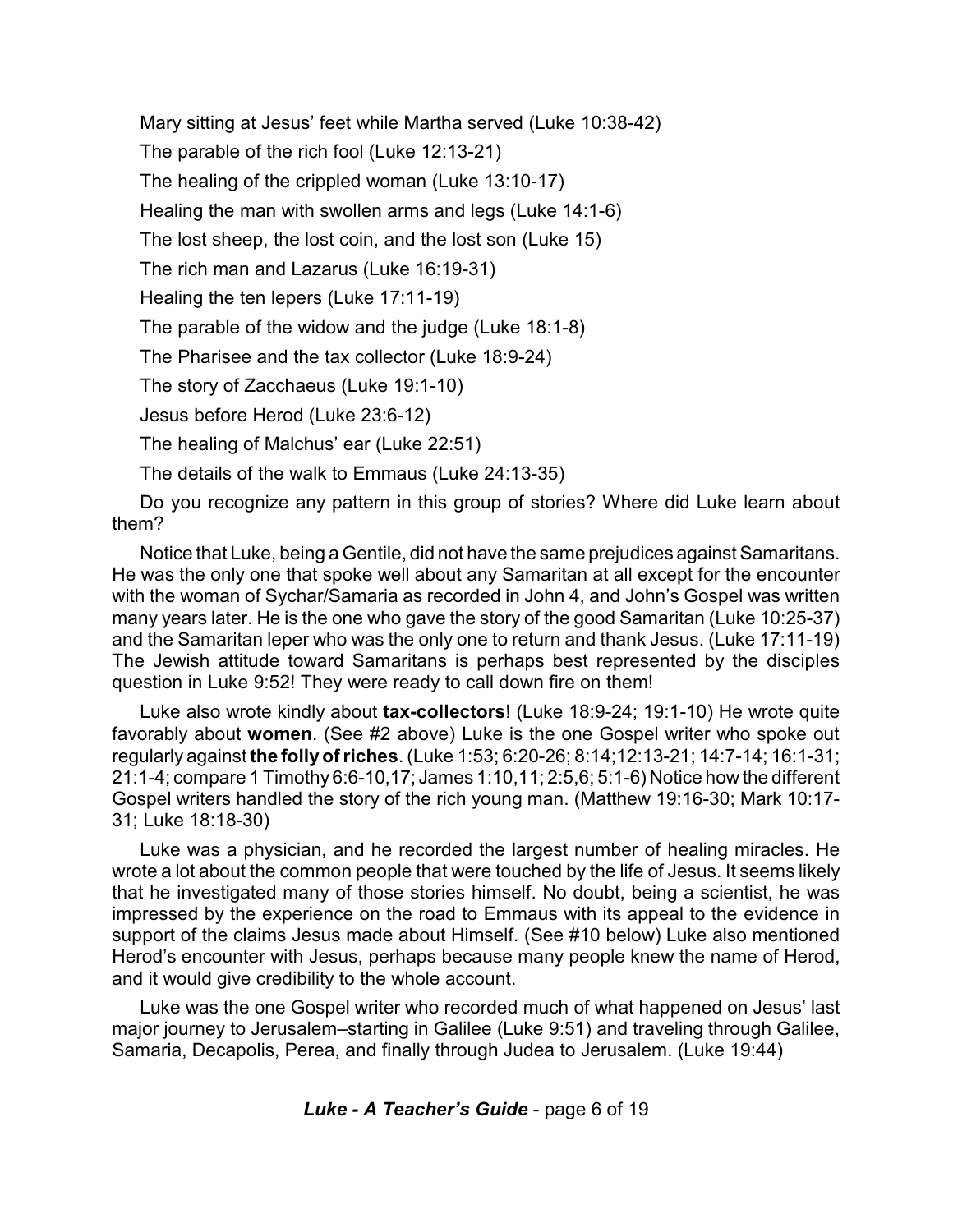Mary sitting at Jesus' feet while Martha served (Luke 10:38-42)

The parable of the rich fool (Luke 12:13-21)

The healing of the crippled woman (Luke 13:10-17)

Healing the man with swollen arms and legs (Luke 14:1-6)

The lost sheep, the lost coin, and the lost son (Luke 15)

The rich man and Lazarus (Luke 16:19-31)

Healing the ten lepers (Luke 17:11-19)

The parable of the widow and the judge (Luke 18:1-8)

The Pharisee and the tax collector (Luke 18:9-24)

The story of Zacchaeus (Luke 19:1-10)

Jesus before Herod (Luke 23:6-12)

The healing of Malchus' ear (Luke 22:51)

The details of the walk to Emmaus (Luke 24:13-35)

Do you recognize any pattern in this group of stories? Where did Luke learn about them?

Notice that Luke, being a Gentile, did not have the same prejudices against Samaritans. He was the only one that spoke well about any Samaritan at all except for the encounter with the woman of Sychar/Samaria as recorded in John 4, and John's Gospel was written many years later. He is the one who gave the story of the good Samaritan (Luke 10:25-37) and the Samaritan leper who was the only one to return and thank Jesus. (Luke 17:11-19) The Jewish attitude toward Samaritans is perhaps best represented by the disciples question in Luke 9:52! They were ready to call down fire on them!

Luke also wrote kindly about **tax-collectors**! (Luke 18:9-24; 19:1-10) He wrote quite favorably about **women**. (See #2 above) Luke is the one Gospel writer who spoke out regularly against **the folly of riches**. (Luke 1:53; 6:20-26; 8:14;12:13-21; 14:7-14; 16:1-31; 21:1-4; compare 1 Timothy 6:6-10,17; James 1:10,11; 2:5,6; 5:1-6) Notice how the different Gospel writers handled the story of the rich young man. (Matthew 19:16-30; Mark 10:17-31; Luke 18:18-30)

Luke was a physician, and he recorded the largest number of healing miracles. He wrote a lot about the common people that were touched by the life of Jesus. It seems likely that he investigated many of those stories himself. No doubt, being a scientist, he was impressed by the experience on the road to Emmaus with its appeal to the evidence in support of the claims Jesus made about Himself. (See #10 below) Luke also mentioned Herod's encounter with Jesus, perhaps because many people knew the name of Herod, and it would give credibility to the whole account.

Luke was the one Gospel writer who recorded much of what happened on Jesus' last major journey to Jerusalem–starting in Galilee (Luke 9:51) and traveling through Galilee, Samaria, Decapolis, Perea, and finally through Judea to Jerusalem. (Luke 19:44)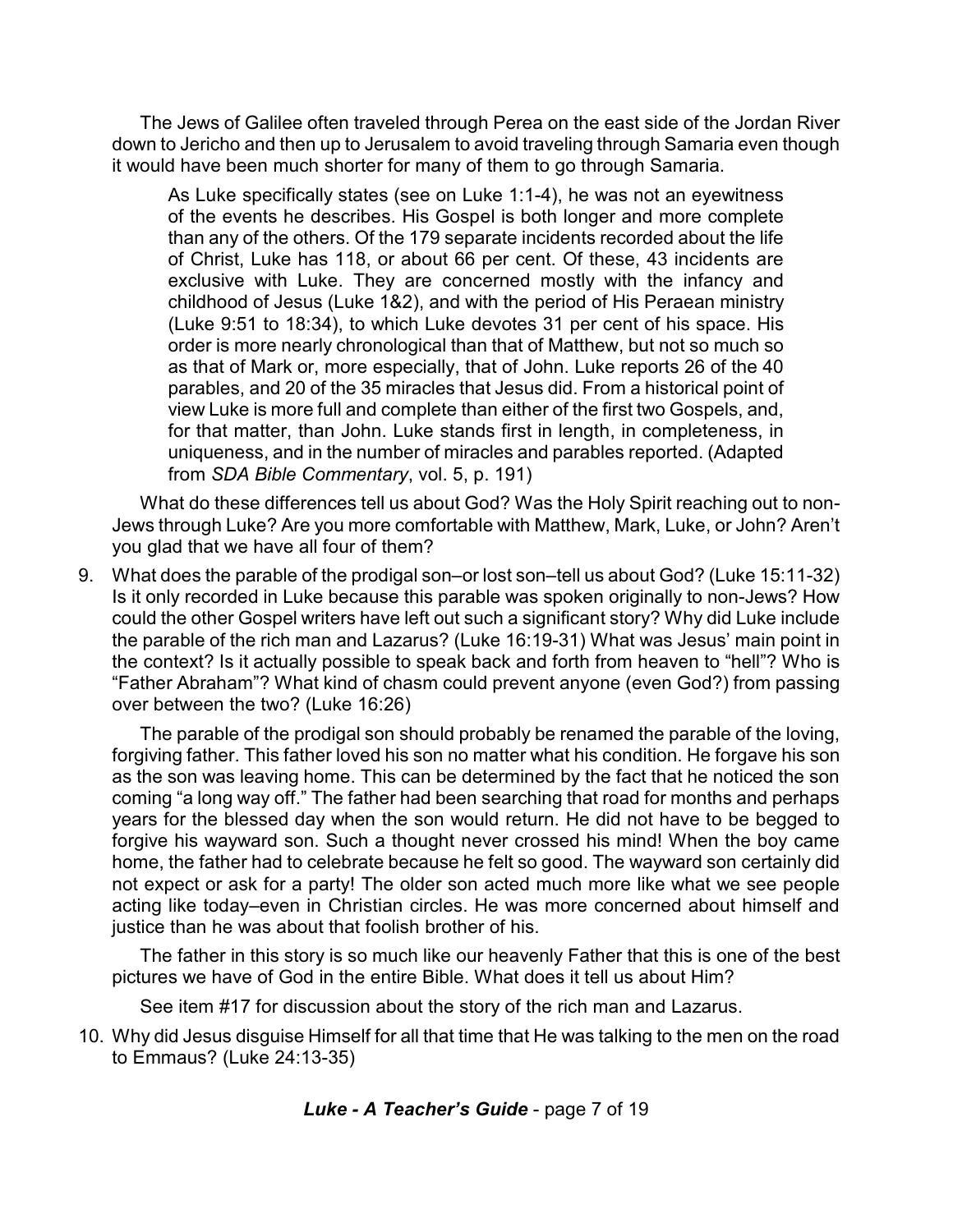The Jews of Galilee often traveled through Perea on the east side of the Jordan River down to Jericho and then up to Jerusalem to avoid traveling through Samaria even though it would have been much shorter for many of them to go through Samaria.

> As Luke specifically states (see on Luke 1:1-4), he was not an eyewitness of the events he describes. His Gospel is both longer and more complete than any of the others. Of the 179 separate incidents recorded about the life of Christ, Luke has 118, or about 66 per cent. Of these, 43 incidents are exclusive with Luke. They are concerned mostly with the infancy and childhood of Jesus (Luke 1&2), and with the period of His Peraean ministry (Luke 9:51 to 18:34), to which Luke devotes 31 per cent of his space. His order is more nearly chronological than that of Matthew, but not so much so as that of Mark or, more especially, that of John. Luke reports 26 of the 40 parables, and 20 of the 35 miracles that Jesus did. From a historical point of view Luke is more full and complete than either of the first two Gospels, and, for that matter, than John. Luke stands first in length, in completeness, in uniqueness, and in the number of miracles and parables reported. (Adapted from *SDA Bible Commentary*, vol. 5, p. 191)

What do these differences tell us about God? Was the Holy Spirit reaching out to non-Jews through Luke? Are you more comfortable with Matthew, Mark, Luke, or John? Aren't you glad that we have all four of them?

9. What does the parable of the prodigal son–or lost son–tell us about God? (Luke 15:11-32) Is it only recorded in Luke because this parable was spoken originally to non-Jews? How could the other Gospel writers have left out such a significant story? Why did Luke include the parable of the rich man and Lazarus? (Luke 16:19-31) What was Jesus' main point in the context? Is it actually possible to speak back and forth from heaven to "hell"? Who is "Father Abraham"? What kind of chasm could prevent anyone (even God?) from passing over between the two? (Luke 16:26)

   The parable of the prodigal son should probably be renamed the parable of the loving, forgiving father. This father loved his son no matter what his condition. He forgave his son as the son was leaving home. This can be determined by the fact that he noticed the son coming "a long way off." The father had been searching that road for months and perhaps years for the blessed day when the son would return. He did not have to be begged to forgive his wayward son. Such a thought never crossed his mind! When the boy came home, the father had to celebrate because he felt so good. The wayward son certainly did not expect or ask for a party! The older son acted much more like what we see people acting like today–even in Christian circles. He was more concerned about himself and justice than he was about that foolish brother of his.

   The father in this story is so much like our heavenly Father that this is one of the best pictures we have of God in the entire Bible. What does it tell us about Him?

   See item #17 for discussion about the story of the rich man and Lazarus.

10. Why did Jesus disguise Himself for all that time that He was talking to the men on the road to Emmaus? (Luke 24:13-35)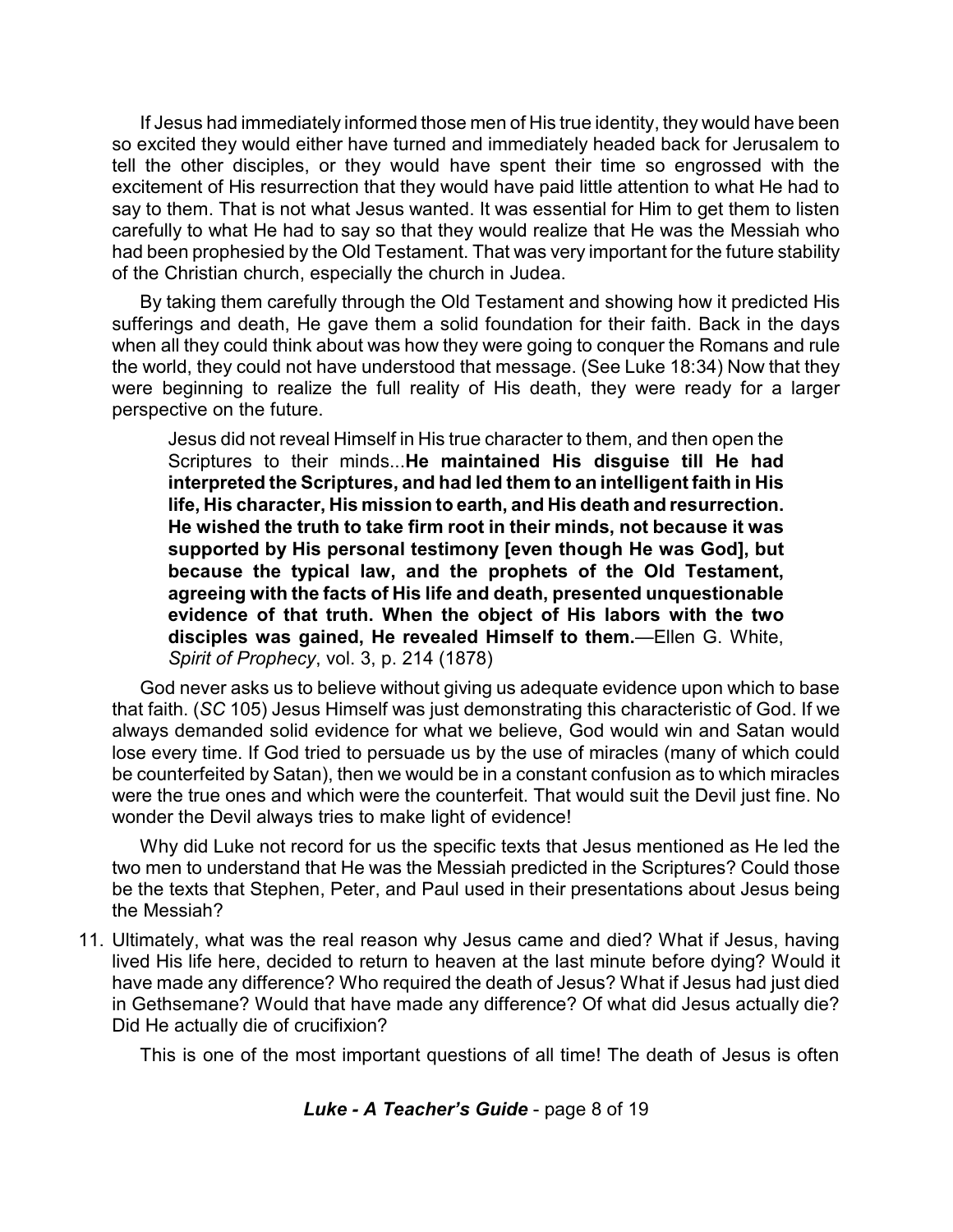If Jesus had immediately informed those men of His true identity, they would have been so excited they would either have turned and immediately headed back for Jerusalem to tell the other disciples, or they would have spent their time so engrossed with the excitement of His resurrection that they would have paid little attention to what He had to say to them. That is not what Jesus wanted. It was essential for Him to get them to listen carefully to what He had to say so that they would realize that He was the Messiah who had been prophesied by the Old Testament. That was very important for the future stability of the Christian church, especially the church in Judea.

By taking them carefully through the Old Testament and showing how it predicted His sufferings and death, He gave them a solid foundation for their faith. Back in the days when all they could think about was how they were going to conquer the Romans and rule the world, they could not have understood that message. (See Luke 18:34) Now that they were beginning to realize the full reality of His death, they were ready for a larger perspective on the future.

> Jesus did not reveal Himself in His true character to them, and then open the Scriptures to their minds...**He maintained His disguise till He had interpreted the Scriptures, and had led them to an intelligent faith in His life, His character, His mission to earth, and His death and resurrection. He wished the truth to take firm root in their minds, not because it was supported by His personal testimony [even though He was God], but because the typical law, and the prophets of the Old Testament, agreeing with the facts of His life and death, presented unquestionable evidence of that truth. When the object of His labors with the two disciples was gained, He revealed Himself to them.**—Ellen G. White, *Spirit of Prophecy*, vol. 3, p. 214 (1878)

God never asks us to believe without giving us adequate evidence upon which to base that faith. (*SC* 105) Jesus Himself was just demonstrating this characteristic of God. If we always demanded solid evidence for what we believe, God would win and Satan would lose every time. If God tried to persuade us by the use of miracles (many of which could be counterfeited by Satan), then we would be in a constant confusion as to which miracles were the true ones and which were the counterfeit. That would suit the Devil just fine. No wonder the Devil always tries to make light of evidence!

Why did Luke not record for us the specific texts that Jesus mentioned as He led the two men to understand that He was the Messiah predicted in the Scriptures? Could those be the texts that Stephen, Peter, and Paul used in their presentations about Jesus being the Messiah?

11. Ultimately, what was the real reason why Jesus came and died? What if Jesus, having lived His life here, decided to return to heaven at the last minute before dying? Would it have made any difference? Who required the death of Jesus? What if Jesus had just died in Gethsemane? Would that have made any difference? Of what did Jesus actually die? Did He actually die of crucifixion?

    This is one of the most important questions of all time! The death of Jesus is often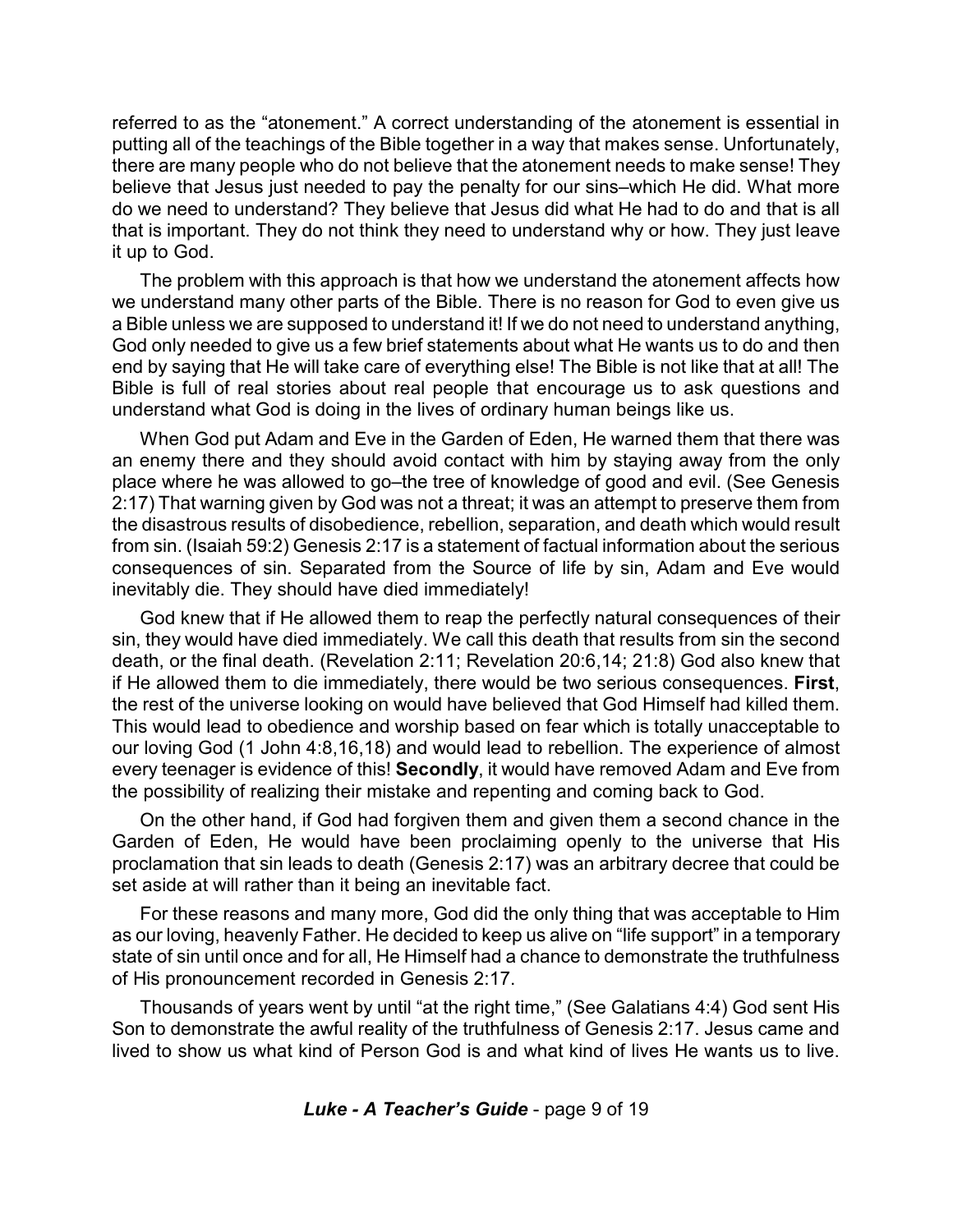referred to as the "atonement." A correct understanding of the atonement is essential in putting all of the teachings of the Bible together in a way that makes sense. Unfortunately, there are many people who do not believe that the atonement needs to make sense! They believe that Jesus just needed to pay the penalty for our sins–which He did. What more do we need to understand? They believe that Jesus did what He had to do and that is all that is important. They do not think they need to understand why or how. They just leave it up to God.

The problem with this approach is that how we understand the atonement affects how we understand many other parts of the Bible. There is no reason for God to even give us a Bible unless we are supposed to understand it! If we do not need to understand anything, God only needed to give us a few brief statements about what He wants us to do and then end by saying that He will take care of everything else! The Bible is not like that at all! The Bible is full of real stories about real people that encourage us to ask questions and understand what God is doing in the lives of ordinary human beings like us.

When God put Adam and Eve in the Garden of Eden, He warned them that there was an enemy there and they should avoid contact with him by staying away from the only place where he was allowed to go–the tree of knowledge of good and evil. (See Genesis 2:17) That warning given by God was not a threat; it was an attempt to preserve them from the disastrous results of disobedience, rebellion, separation, and death which would result from sin. (Isaiah 59:2) Genesis 2:17 is a statement of factual information about the serious consequences of sin. Separated from the Source of life by sin, Adam and Eve would inevitably die. They should have died immediately!

God knew that if He allowed them to reap the perfectly natural consequences of their sin, they would have died immediately. We call this death that results from sin the second death, or the final death. (Revelation 2:11; Revelation 20:6,14; 21:8) God also knew that if He allowed them to die immediately, there would be two serious consequences. **First**, the rest of the universe looking on would have believed that God Himself had killed them. This would lead to obedience and worship based on fear which is totally unacceptable to our loving God (1 John 4:8,16,18) and would lead to rebellion. The experience of almost every teenager is evidence of this! **Secondly**, it would have removed Adam and Eve from the possibility of realizing their mistake and repenting and coming back to God.

On the other hand, if God had forgiven them and given them a second chance in the Garden of Eden, He would have been proclaiming openly to the universe that His proclamation that sin leads to death (Genesis 2:17) was an arbitrary decree that could be set aside at will rather than it being an inevitable fact.

For these reasons and many more, God did the only thing that was acceptable to Him as our loving, heavenly Father. He decided to keep us alive on "life support" in a temporary state of sin until once and for all, He Himself had a chance to demonstrate the truthfulness of His pronouncement recorded in Genesis 2:17.

Thousands of years went by until "at the right time," (See Galatians 4:4) God sent His Son to demonstrate the awful reality of the truthfulness of Genesis 2:17. Jesus came and lived to show us what kind of Person God is and what kind of lives He wants us to live.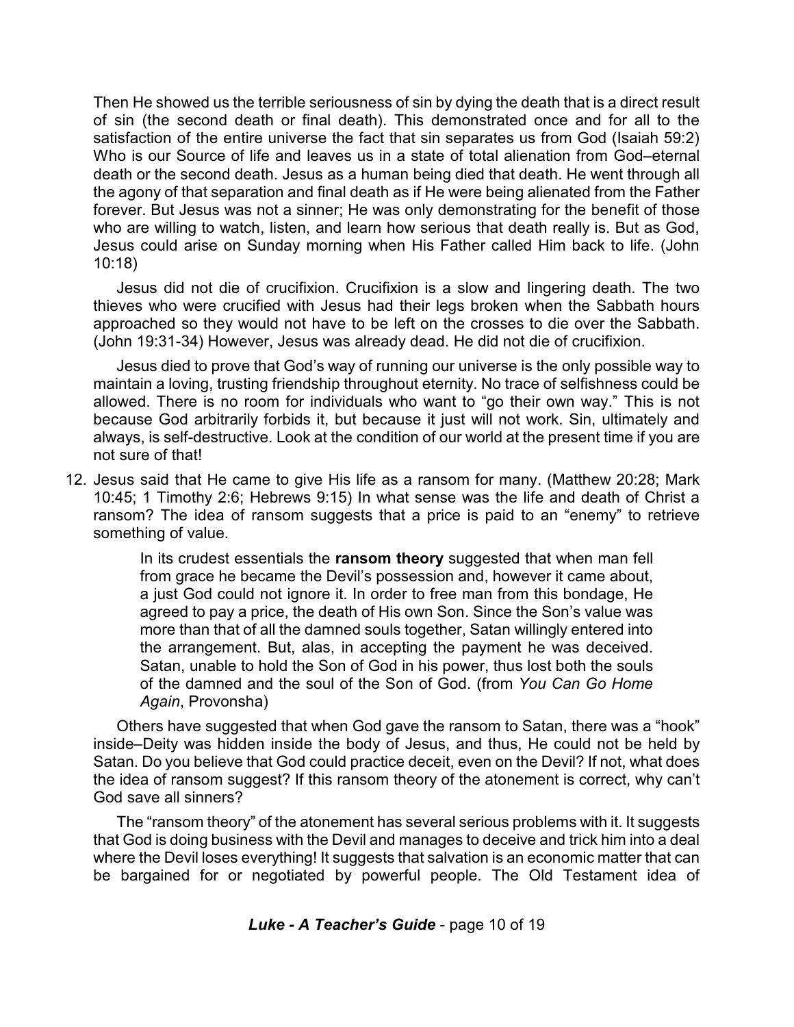Then He showed us the terrible seriousness of sin by dying the death that is a direct result of sin (the second death or final death). This demonstrated once and for all to the satisfaction of the entire universe the fact that sin separates us from God (Isaiah 59:2) Who is our Source of life and leaves us in a state of total alienation from God–eternal death or the second death. Jesus as a human being died that death. He went through all the agony of that separation and final death as if He were being alienated from the Father forever. But Jesus was not a sinner; He was only demonstrating for the benefit of those who are willing to watch, listen, and learn how serious that death really is. But as God, Jesus could arise on Sunday morning when His Father called Him back to life. (John 10:18)

Jesus did not die of crucifixion. Crucifixion is a slow and lingering death. The two thieves who were crucified with Jesus had their legs broken when the Sabbath hours approached so they would not have to be left on the crosses to die over the Sabbath. (John 19:31-34) However, Jesus was already dead. He did not die of crucifixion.

Jesus died to prove that God's way of running our universe is the only possible way to maintain a loving, trusting friendship throughout eternity. No trace of selfishness could be allowed. There is no room for individuals who want to "go their own way." This is not because God arbitrarily forbids it, but because it just will not work. Sin, ultimately and always, is self-destructive. Look at the condition of our world at the present time if you are not sure of that!

12. Jesus said that He came to give His life as a ransom for many. (Matthew 20:28; Mark 10:45; 1 Timothy 2:6; Hebrews 9:15) In what sense was the life and death of Christ a ransom? The idea of ransom suggests that a price is paid to an "enemy" to retrieve something of value.

> In its crudest essentials the **ransom theory** suggested that when man fell from grace he became the Devil's possession and, however it came about, a just God could not ignore it. In order to free man from this bondage, He agreed to pay a price, the death of His own Son. Since the Son's value was more than that of all the damned souls together, Satan willingly entered into the arrangement. But, alas, in accepting the payment he was deceived. Satan, unable to hold the Son of God in his power, thus lost both the souls of the damned and the soul of the Son of God. (from *You Can Go Home Again*, Provonsha)

Others have suggested that when God gave the ransom to Satan, there was a "hook" inside–Deity was hidden inside the body of Jesus, and thus, He could not be held by Satan. Do you believe that God could practice deceit, even on the Devil? If not, what does the idea of ransom suggest? If this ransom theory of the atonement is correct, why can't God save all sinners?

The "ransom theory" of the atonement has several serious problems with it. It suggests that God is doing business with the Devil and manages to deceive and trick him into a deal where the Devil loses everything! It suggests that salvation is an economic matter that can be bargained for or negotiated by powerful people. The Old Testament idea of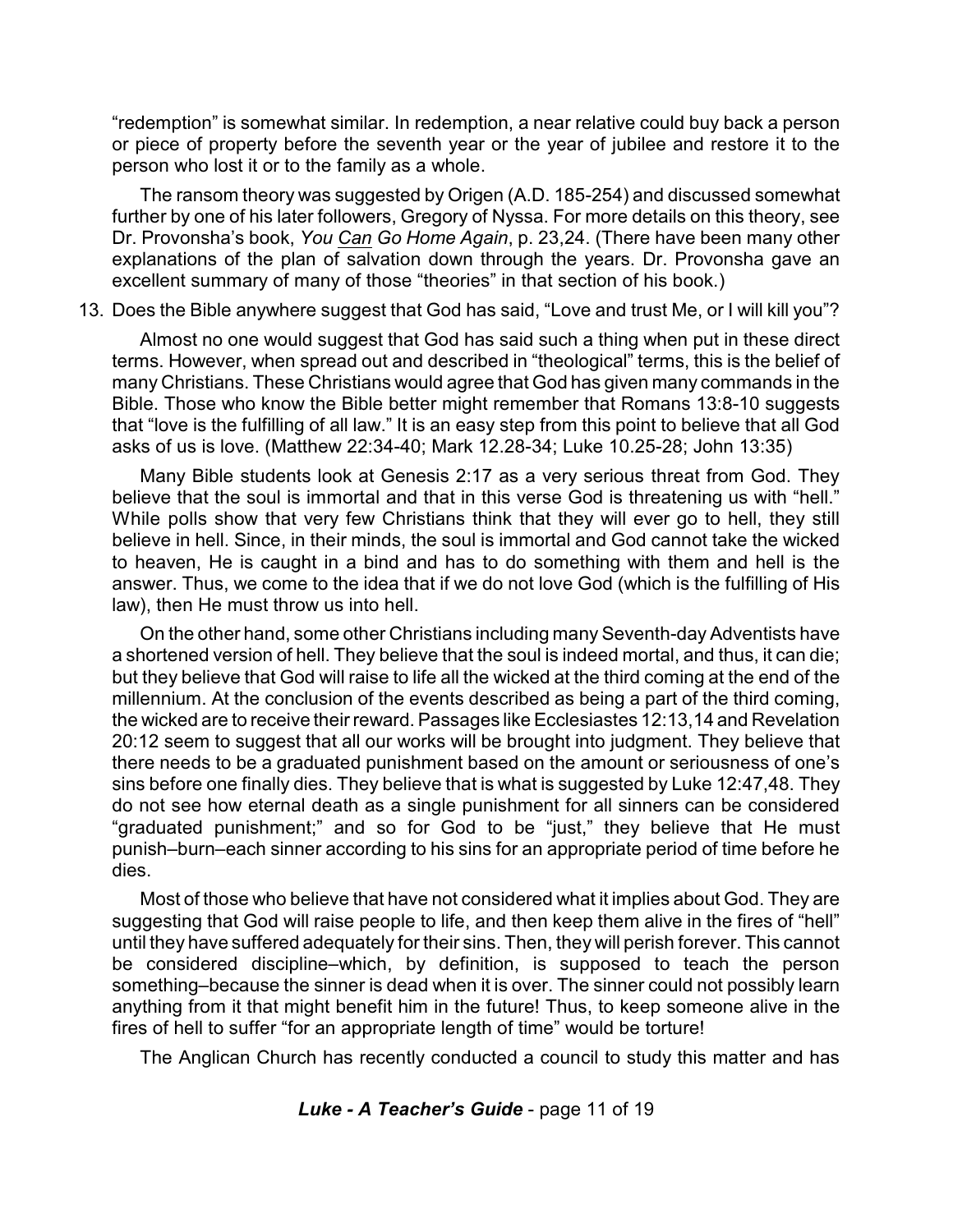"redemption" is somewhat similar. In redemption, a near relative could buy back a person or piece of property before the seventh year or the year of jubilee and restore it to the person who lost it or to the family as a whole.

The ransom theory was suggested by Origen (A.D. 185-254) and discussed somewhat further by one of his later followers, Gregory of Nyssa. For more details on this theory, see Dr. Provonsha's book, *You Can Go Home Again*, p. 23,24. (There have been many other explanations of the plan of salvation down through the years. Dr. Provonsha gave an excellent summary of many of those "theories" in that section of his book.)

13. Does the Bible anywhere suggest that God has said, "Love and trust Me, or I will kill you"?

Almost no one would suggest that God has said such a thing when put in these direct terms. However, when spread out and described in "theological" terms, this is the belief of many Christians. These Christians would agree that God has given many commands in the Bible. Those who know the Bible better might remember that Romans 13:8-10 suggests that "love is the fulfilling of all law." It is an easy step from this point to believe that all God asks of us is love. (Matthew 22:34-40; Mark 12.28-34; Luke 10.25-28; John 13:35)

Many Bible students look at Genesis 2:17 as a very serious threat from God. They believe that the soul is immortal and that in this verse God is threatening us with "hell." While polls show that very few Christians think that they will ever go to hell, they still believe in hell. Since, in their minds, the soul is immortal and God cannot take the wicked to heaven, He is caught in a bind and has to do something with them and hell is the answer. Thus, we come to the idea that if we do not love God (which is the fulfilling of His law), then He must throw us into hell.

On the other hand, some other Christians including many Seventh-day Adventists have a shortened version of hell. They believe that the soul is indeed mortal, and thus, it can die; but they believe that God will raise to life all the wicked at the third coming at the end of the millennium. At the conclusion of the events described as being a part of the third coming, the wicked are to receive their reward. Passages like Ecclesiastes 12:13,14 and Revelation 20:12 seem to suggest that all our works will be brought into judgment. They believe that there needs to be a graduated punishment based on the amount or seriousness of one's sins before one finally dies. They believe that is what is suggested by Luke 12:47,48. They do not see how eternal death as a single punishment for all sinners can be considered "graduated punishment;" and so for God to be "just," they believe that He must punish–burn–each sinner according to his sins for an appropriate period of time before he dies.

Most of those who believe that have not considered what it implies about God. They are suggesting that God will raise people to life, and then keep them alive in the fires of "hell" until they have suffered adequately for their sins. Then, they will perish forever. This cannot be considered discipline–which, by definition, is supposed to teach the person something–because the sinner is dead when it is over. The sinner could not possibly learn anything from it that might benefit him in the future! Thus, to keep someone alive in the fires of hell to suffer "for an appropriate length of time" would be torture!

The Anglican Church has recently conducted a council to study this matter and has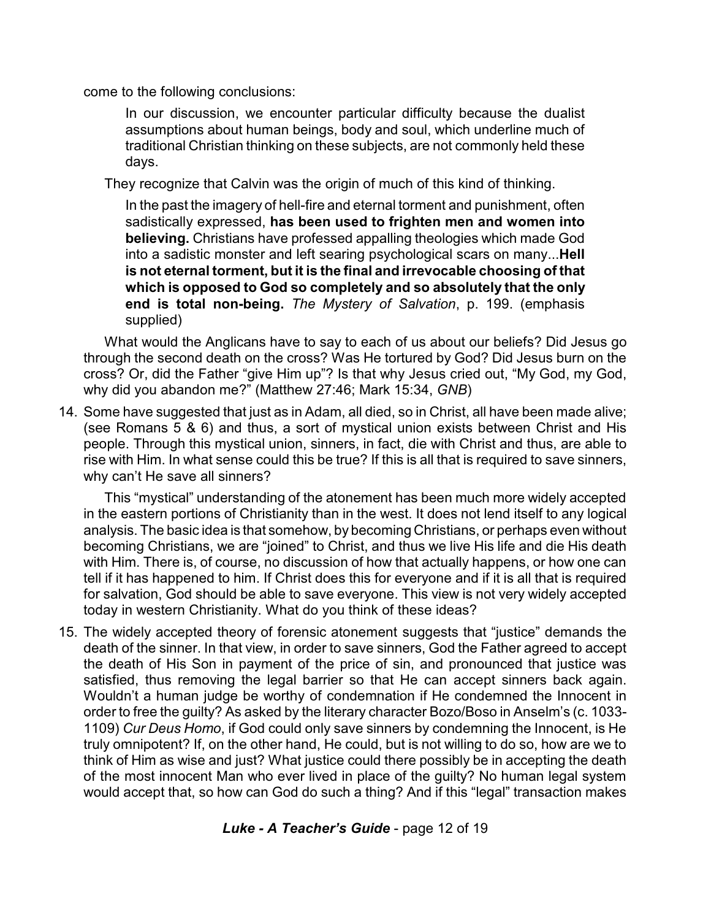come to the following conclusions:

> In our discussion, we encounter particular difficulty because the dualist assumptions about human beings, body and soul, which underline much of traditional Christian thinking on these subjects, are not commonly held these days.

They recognize that Calvin was the origin of much of this kind of thinking.

> In the past the imagery of hell-fire and eternal torment and punishment, often sadistically expressed, **has been used to frighten men and women into believing.** Christians have professed appalling theologies which made God into a sadistic monster and left searing psychological scars on many...**Hell is not eternal torment, but it is the final and irrevocable choosing of that which is opposed to God so completely and so absolutely that the only end is total non-being.** *The Mystery of Salvation*, p. 199. (emphasis supplied)

What would the Anglicans have to say to each of us about our beliefs? Did Jesus go through the second death on the cross? Was He tortured by God? Did Jesus burn on the cross? Or, did the Father "give Him up"? Is that why Jesus cried out, "My God, my God, why did you abandon me?" (Matthew 27:46; Mark 15:34, *GNB*)

14. Some have suggested that just as in Adam, all died, so in Christ, all have been made alive; (see Romans 5 & 6) and thus, a sort of mystical union exists between Christ and His people. Through this mystical union, sinners, in fact, die with Christ and thus, are able to rise with Him. In what sense could this be true? If this is all that is required to save sinners, why can't He save all sinners?

    This "mystical" understanding of the atonement has been much more widely accepted in the eastern portions of Christianity than in the west. It does not lend itself to any logical analysis. The basic idea is that somehow, by becoming Christians, or perhaps even without becoming Christians, we are "joined" to Christ, and thus we live His life and die His death with Him. There is, of course, no discussion of how that actually happens, or how one can tell if it has happened to him. If Christ does this for everyone and if it is all that is required for salvation, God should be able to save everyone. This view is not very widely accepted today in western Christianity. What do you think of these ideas?

15. The widely accepted theory of forensic atonement suggests that "justice" demands the death of the sinner. In that view, in order to save sinners, God the Father agreed to accept the death of His Son in payment of the price of sin, and pronounced that justice was satisfied, thus removing the legal barrier so that He can accept sinners back again. Wouldn't a human judge be worthy of condemnation if He condemned the Innocent in order to free the guilty? As asked by the literary character Bozo/Boso in Anselm's (c. 1033-1109) *Cur Deus Homo*, if God could only save sinners by condemning the Innocent, is He truly omnipotent? If, on the other hand, He could, but is not willing to do so, how are we to think of Him as wise and just? What justice could there possibly be in accepting the death of the most innocent Man who ever lived in place of the guilty? No human legal system would accept that, so how can God do such a thing? And if this "legal" transaction makes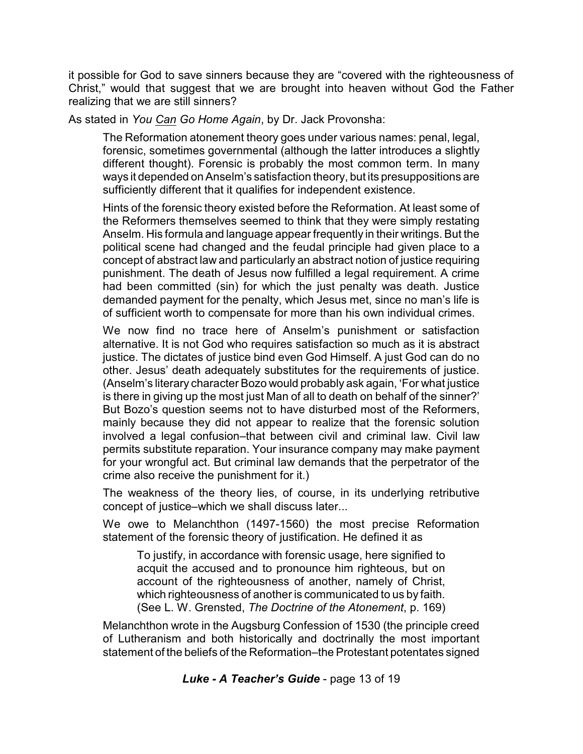it possible for God to save sinners because they are "covered with the righteousness of Christ," would that suggest that we are brought into heaven without God the Father realizing that we are still sinners?

As stated in *You Can Go Home Again*, by Dr. Jack Provonsha:

> The Reformation atonement theory goes under various names: penal, legal, forensic, sometimes governmental (although the latter introduces a slightly different thought). Forensic is probably the most common term. In many ways it depended on Anselm's satisfaction theory, but its presuppositions are sufficiently different that it qualifies for independent existence.
>
> Hints of the forensic theory existed before the Reformation. At least some of the Reformers themselves seemed to think that they were simply restating Anselm. His formula and language appear frequently in their writings. But the political scene had changed and the feudal principle had given place to a concept of abstract law and particularly an abstract notion of justice requiring punishment. The death of Jesus now fulfilled a legal requirement. A crime had been committed (sin) for which the just penalty was death. Justice demanded payment for the penalty, which Jesus met, since no man's life is of sufficient worth to compensate for more than his own individual crimes.
>
> We now find no trace here of Anselm's punishment or satisfaction alternative. It is not God who requires satisfaction so much as it is abstract justice. The dictates of justice bind even God Himself. A just God can do no other. Jesus' death adequately substitutes for the requirements of justice. (Anselm's literary character Bozo would probably ask again, 'For what justice is there in giving up the most just Man of all to death on behalf of the sinner?' But Bozo's question seems not to have disturbed most of the Reformers, mainly because they did not appear to realize that the forensic solution involved a legal confusion–that between civil and criminal law. Civil law permits substitute reparation. Your insurance company may make payment for your wrongful act. But criminal law demands that the perpetrator of the crime also receive the punishment for it.)
>
> The weakness of the theory lies, of course, in its underlying retributive concept of justice–which we shall discuss later...
>
> We owe to Melanchthon (1497-1560) the most precise Reformation statement of the forensic theory of justification. He defined it as
>
> > To justify, in accordance with forensic usage, here signified to acquit the accused and to pronounce him righteous, but on account of the righteousness of another, namely of Christ, which righteousness of another is communicated to us by faith. (See L. W. Grensted, *The Doctrine of the Atonement*, p. 169)
>
> Melanchthon wrote in the Augsburg Confession of 1530 (the principle creed of Lutheranism and both historically and doctrinally the most important statement of the beliefs of the Reformation–the Protestant potentates signed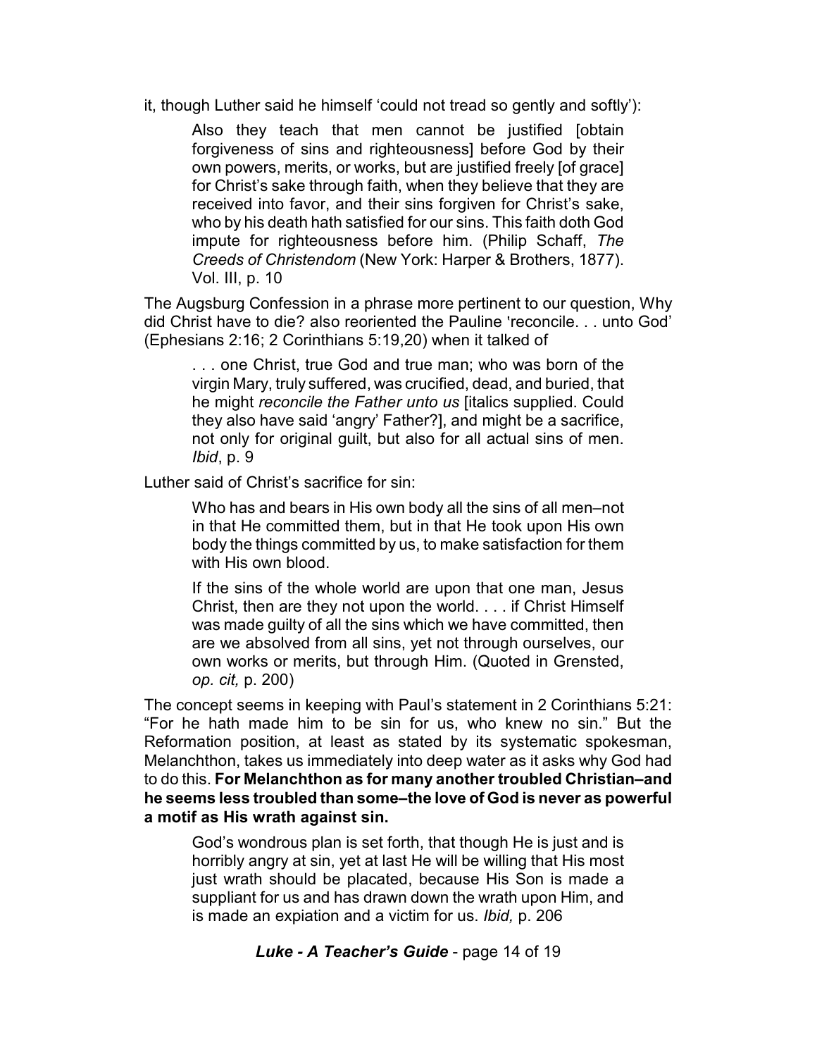it, though Luther said he himself 'could not tread so gently and softly'):

> Also they teach that men cannot be justified [obtain forgiveness of sins and righteousness] before God by their own powers, merits, or works, but are justified freely [of grace] for Christ's sake through faith, when they believe that they are received into favor, and their sins forgiven for Christ's sake, who by his death hath satisfied for our sins. This faith doth God impute for righteousness before him. (Philip Schaff, *The Creeds of Christendom* (New York: Harper & Brothers, 1877). Vol. III, p. 10

The Augsburg Confession in a phrase more pertinent to our question, Why did Christ have to die? also reoriented the Pauline 'reconcile. . . unto God' (Ephesians 2:16; 2 Corinthians 5:19,20) when it talked of

> . . . one Christ, true God and true man; who was born of the virgin Mary, truly suffered, was crucified, dead, and buried, that he might *reconcile the Father unto us* [italics supplied. Could they also have said 'angry' Father?], and might be a sacrifice, not only for original guilt, but also for all actual sins of men. *Ibid*, p. 9

Luther said of Christ's sacrifice for sin:

> Who has and bears in His own body all the sins of all men–not in that He committed them, but in that He took upon His own body the things committed by us, to make satisfaction for them with His own blood.
>
> If the sins of the whole world are upon that one man, Jesus Christ, then are they not upon the world. . . . if Christ Himself was made guilty of all the sins which we have committed, then are we absolved from all sins, yet not through ourselves, our own works or merits, but through Him. (Quoted in Grensted, *op. cit,* p. 200)

The concept seems in keeping with Paul's statement in 2 Corinthians 5:21: "For he hath made him to be sin for us, who knew no sin." But the Reformation position, at least as stated by its systematic spokesman, Melanchthon, takes us immediately into deep water as it asks why God had to do this. **For Melanchthon as for many another troubled Christian–and he seems less troubled than some–the love of God is never as powerful a motif as His wrath against sin.**

> God's wondrous plan is set forth, that though He is just and is horribly angry at sin, yet at last He will be willing that His most just wrath should be placated, because His Son is made a suppliant for us and has drawn down the wrath upon Him, and is made an expiation and a victim for us. *Ibid,* p. 206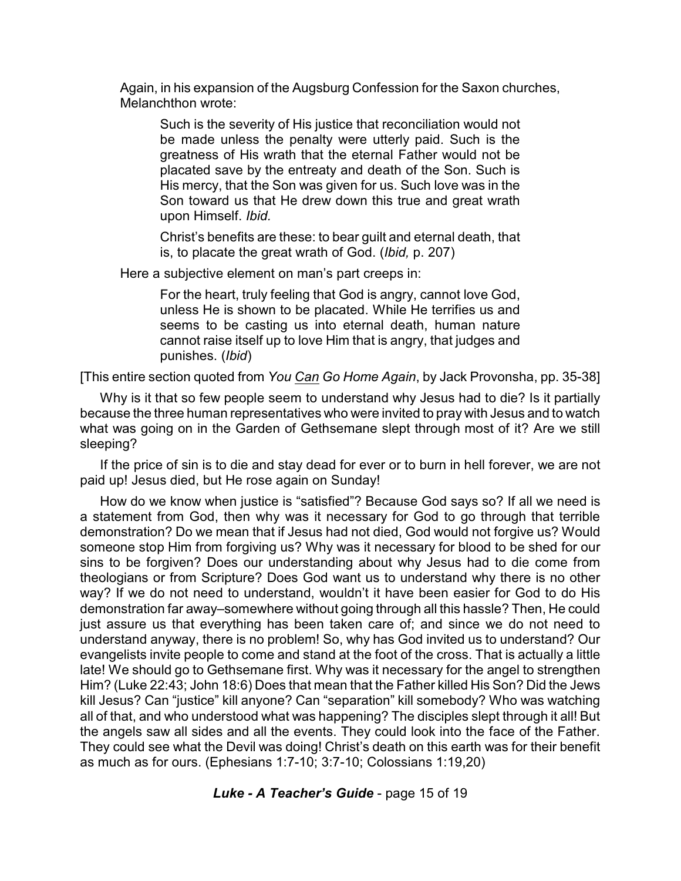Again, in his expansion of the Augsburg Confession for the Saxon churches, Melanchthon wrote:

> Such is the severity of His justice that reconciliation would not be made unless the penalty were utterly paid. Such is the greatness of His wrath that the eternal Father would not be placated save by the entreaty and death of the Son. Such is His mercy, that the Son was given for us. Such love was in the Son toward us that He drew down this true and great wrath upon Himself. *Ibid.*
>
> Christ's benefits are these: to bear guilt and eternal death, that is, to placate the great wrath of God. (*Ibid,* p. 207)

Here a subjective element on man's part creeps in:

> For the heart, truly feeling that God is angry, cannot love God, unless He is shown to be placated. While He terrifies us and seems to be casting us into eternal death, human nature cannot raise itself up to love Him that is angry, that judges and punishes. (*Ibid*)

[This entire section quoted from *You Can Go Home Again*, by Jack Provonsha, pp. 35-38]

Why is it that so few people seem to understand why Jesus had to die? Is it partially because the three human representatives who were invited to pray with Jesus and to watch what was going on in the Garden of Gethsemane slept through most of it? Are we still sleeping?

If the price of sin is to die and stay dead for ever or to burn in hell forever, we are not paid up! Jesus died, but He rose again on Sunday!

How do we know when justice is "satisfied"? Because God says so? If all we need is a statement from God, then why was it necessary for God to go through that terrible demonstration? Do we mean that if Jesus had not died, God would not forgive us? Would someone stop Him from forgiving us? Why was it necessary for blood to be shed for our sins to be forgiven? Does our understanding about why Jesus had to die come from theologians or from Scripture? Does God want us to understand why there is no other way? If we do not need to understand, wouldn't it have been easier for God to do His demonstration far away–somewhere without going through all this hassle? Then, He could just assure us that everything has been taken care of; and since we do not need to understand anyway, there is no problem! So, why has God invited us to understand? Our evangelists invite people to come and stand at the foot of the cross. That is actually a little late! We should go to Gethsemane first. Why was it necessary for the angel to strengthen Him? (Luke 22:43; John 18:6) Does that mean that the Father killed His Son? Did the Jews kill Jesus? Can "justice" kill anyone? Can "separation" kill somebody? Who was watching all of that, and who understood what was happening? The disciples slept through it all! But the angels saw all sides and all the events. They could look into the face of the Father. They could see what the Devil was doing! Christ's death on this earth was for their benefit as much as for ours. (Ephesians 1:7-10; 3:7-10; Colossians 1:19,20)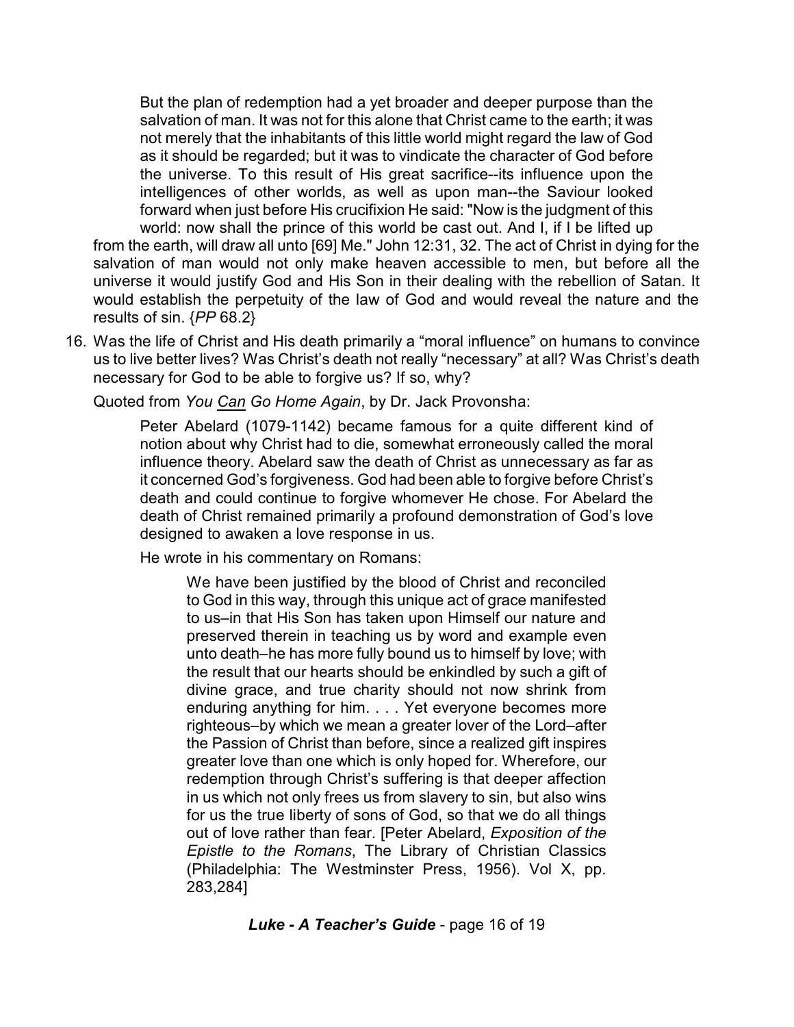> But the plan of redemption had a yet broader and deeper purpose than the salvation of man. It was not for this alone that Christ came to the earth; it was not merely that the inhabitants of this little world might regard the law of God as it should be regarded; but it was to vindicate the character of God before the universe. To this result of His great sacrifice--its influence upon the intelligences of other worlds, as well as upon man--the Saviour looked forward when just before His crucifixion He said: "Now is the judgment of this world: now shall the prince of this world be cast out. And I, if I be lifted up from the earth, will draw all unto [69] Me." John 12:31, 32. The act of Christ in dying for the salvation of man would not only make heaven accessible to men, but before all the universe it would justify God and His Son in their dealing with the rebellion of Satan. It would establish the perpetuity of the law of God and would reveal the nature and the results of sin. {*PP* 68.2}

16. Was the life of Christ and His death primarily a "moral influence" on humans to convince us to live better lives? Was Christ's death not really "necessary" at all? Was Christ's death necessary for God to be able to forgive us? If so, why?

 Quoted from *You Can Go Home Again*, by Dr. Jack Provonsha:

 > Peter Abelard (1079-1142) became famous for a quite different kind of notion about why Christ had to die, somewhat erroneously called the moral influence theory. Abelard saw the death of Christ as unnecessary as far as it concerned God's forgiveness. God had been able to forgive before Christ's death and could continue to forgive whomever He chose. For Abelard the death of Christ remained primarily a profound demonstration of God's love designed to awaken a love response in us.
 >
 > He wrote in his commentary on Romans:
 >
 > > We have been justified by the blood of Christ and reconciled to God in this way, through this unique act of grace manifested to us–in that His Son has taken upon Himself our nature and preserved therein in teaching us by word and example even unto death–he has more fully bound us to himself by love; with the result that our hearts should be enkindled by such a gift of divine grace, and true charity should not now shrink from enduring anything for him. . . . Yet everyone becomes more righteous–by which we mean a greater lover of the Lord–after the Passion of Christ than before, since a realized gift inspires greater love than one which is only hoped for. Wherefore, our redemption through Christ's suffering is that deeper affection in us which not only frees us from slavery to sin, but also wins for us the true liberty of sons of God, so that we do all things out of love rather than fear. [Peter Abelard, *Exposition of the Epistle to the Romans*, The Library of Christian Classics (Philadelphia: The Westminster Press, 1956). Vol X, pp. 283,284]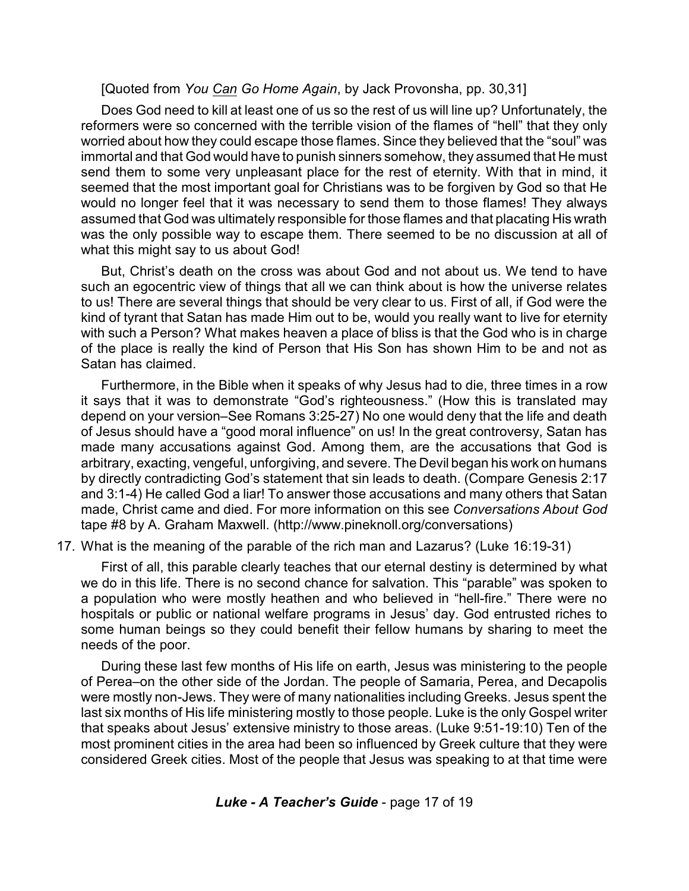[Quoted from *You Can Go Home Again*, by Jack Provonsha, pp. 30,31]

Does God need to kill at least one of us so the rest of us will line up? Unfortunately, the reformers were so concerned with the terrible vision of the flames of "hell" that they only worried about how they could escape those flames. Since they believed that the "soul" was immortal and that God would have to punish sinners somehow, they assumed that He must send them to some very unpleasant place for the rest of eternity. With that in mind, it seemed that the most important goal for Christians was to be forgiven by God so that He would no longer feel that it was necessary to send them to those flames! They always assumed that God was ultimately responsible for those flames and that placating His wrath was the only possible way to escape them. There seemed to be no discussion at all of what this might say to us about God!

But, Christ's death on the cross was about God and not about us. We tend to have such an egocentric view of things that all we can think about is how the universe relates to us! There are several things that should be very clear to us. First of all, if God were the kind of tyrant that Satan has made Him out to be, would you really want to live for eternity with such a Person? What makes heaven a place of bliss is that the God who is in charge of the place is really the kind of Person that His Son has shown Him to be and not as Satan has claimed.

Furthermore, in the Bible when it speaks of why Jesus had to die, three times in a row it says that it was to demonstrate "God's righteousness." (How this is translated may depend on your version–See Romans 3:25-27) No one would deny that the life and death of Jesus should have a "good moral influence" on us! In the great controversy, Satan has made many accusations against God. Among them, are the accusations that God is arbitrary, exacting, vengeful, unforgiving, and severe. The Devil began his work on humans by directly contradicting God's statement that sin leads to death. (Compare Genesis 2:17 and 3:1-4) He called God a liar! To answer those accusations and many others that Satan made, Christ came and died. For more information on this see *Conversations About God* tape #8 by A. Graham Maxwell. (http://www.pineknoll.org/conversations)

17. What is the meaning of the parable of the rich man and Lazarus? (Luke 16:19-31)

First of all, this parable clearly teaches that our eternal destiny is determined by what we do in this life. There is no second chance for salvation. This "parable" was spoken to a population who were mostly heathen and who believed in "hell-fire." There were no hospitals or public or national welfare programs in Jesus' day. God entrusted riches to some human beings so they could benefit their fellow humans by sharing to meet the needs of the poor.

During these last few months of His life on earth, Jesus was ministering to the people of Perea–on the other side of the Jordan. The people of Samaria, Perea, and Decapolis were mostly non-Jews. They were of many nationalities including Greeks. Jesus spent the last six months of His life ministering mostly to those people. Luke is the only Gospel writer that speaks about Jesus' extensive ministry to those areas. (Luke 9:51-19:10) Ten of the most prominent cities in the area had been so influenced by Greek culture that they were considered Greek cities. Most of the people that Jesus was speaking to at that time were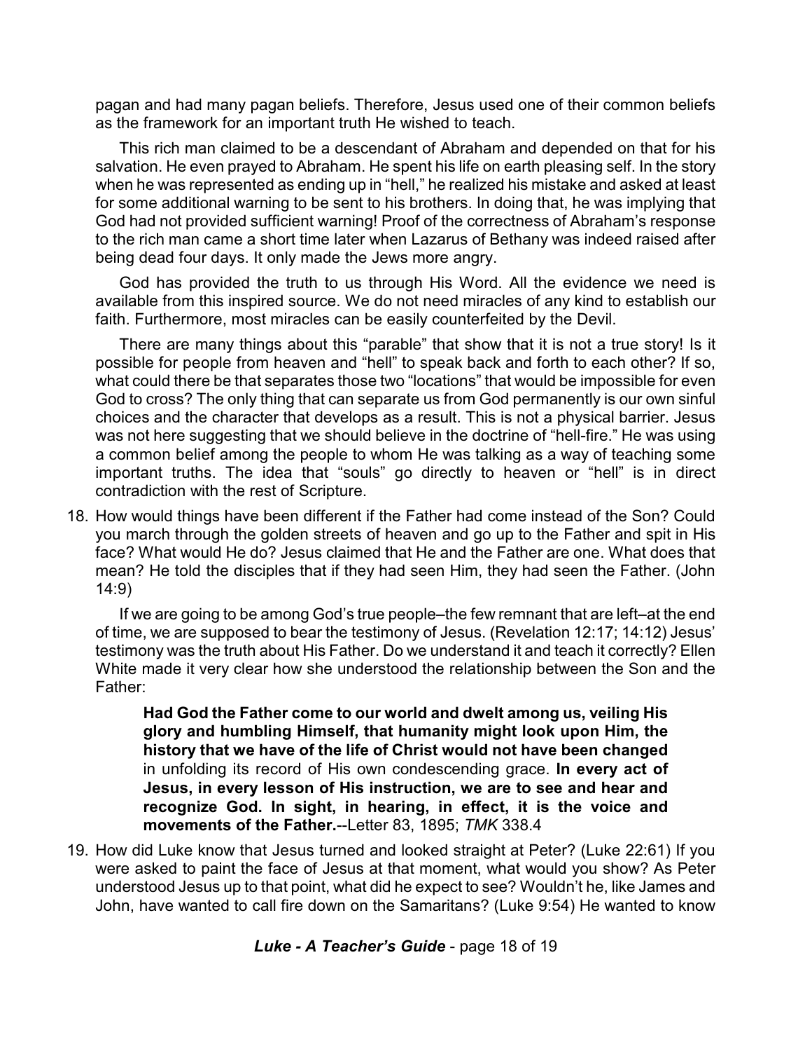pagan and had many pagan beliefs. Therefore, Jesus used one of their common beliefs as the framework for an important truth He wished to teach.

This rich man claimed to be a descendant of Abraham and depended on that for his salvation. He even prayed to Abraham. He spent his life on earth pleasing self. In the story when he was represented as ending up in "hell," he realized his mistake and asked at least for some additional warning to be sent to his brothers. In doing that, he was implying that God had not provided sufficient warning! Proof of the correctness of Abraham's response to the rich man came a short time later when Lazarus of Bethany was indeed raised after being dead four days. It only made the Jews more angry.

God has provided the truth to us through His Word. All the evidence we need is available from this inspired source. We do not need miracles of any kind to establish our faith. Furthermore, most miracles can be easily counterfeited by the Devil.

There are many things about this "parable" that show that it is not a true story! Is it possible for people from heaven and "hell" to speak back and forth to each other? If so, what could there be that separates those two "locations" that would be impossible for even God to cross? The only thing that can separate us from God permanently is our own sinful choices and the character that develops as a result. This is not a physical barrier. Jesus was not here suggesting that we should believe in the doctrine of "hell-fire." He was using a common belief among the people to whom He was talking as a way of teaching some important truths. The idea that "souls" go directly to heaven or "hell" is in direct contradiction with the rest of Scripture.

18. How would things have been different if the Father had come instead of the Son? Could you march through the golden streets of heaven and go up to the Father and spit in His face? What would He do? Jesus claimed that He and the Father are one. What does that mean? He told the disciples that if they had seen Him, they had seen the Father. (John 14:9)

    If we are going to be among God's true people–the few remnant that are left–at the end of time, we are supposed to bear the testimony of Jesus. (Revelation 12:17; 14:12) Jesus' testimony was the truth about His Father. Do we understand it and teach it correctly? Ellen White made it very clear how she understood the relationship between the Son and the Father:

    > **Had God the Father come to our world and dwelt among us, veiling His glory and humbling Himself, that humanity might look upon Him, the history that we have of the life of Christ would not have been changed** in unfolding its record of His own condescending grace. **In every act of Jesus, in every lesson of His instruction, we are to see and hear and recognize God. In sight, in hearing, in effect, it is the voice and movements of the Father.**--Letter 83, 1895; *TMK* 338.4

19. How did Luke know that Jesus turned and looked straight at Peter? (Luke 22:61) If you were asked to paint the face of Jesus at that moment, what would you show? As Peter understood Jesus up to that point, what did he expect to see? Wouldn't he, like James and John, have wanted to call fire down on the Samaritans? (Luke 9:54) He wanted to know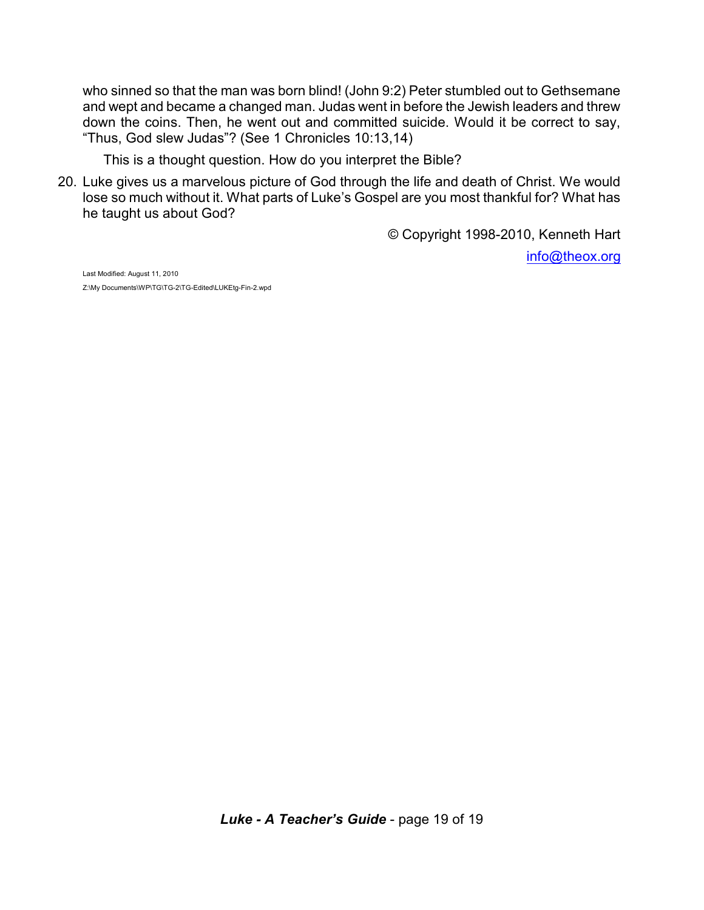who sinned so that the man was born blind! (John 9:2) Peter stumbled out to Gethsemane and wept and became a changed man. Judas went in before the Jewish leaders and threw down the coins. Then, he went out and committed suicide. Would it be correct to say, "Thus, God slew Judas"? (See 1 Chronicles 10:13,14)

This is a thought question. How do you interpret the Bible?

20. Luke gives us a marvelous picture of God through the life and death of Christ. We would lose so much without it. What parts of Luke's Gospel are you most thankful for? What has he taught us about God?

© Copyright 1998-2010, Kenneth Hart

info@theox.org

Last Modified: August 11, 2010

Z:\My Documents\WP\TG\TG-2\TG-Edited\LUKEtg-Fin-2.wpd